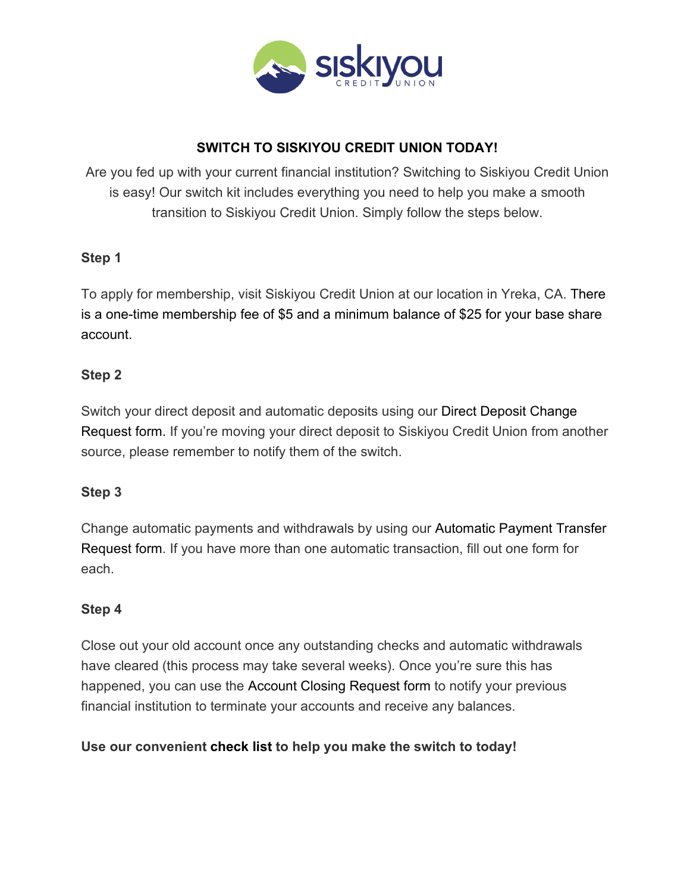# SWITCH TO SISKIYOU CREDIT UNION TODAY!

Are you fed up with your current financial institution? Switching to Siskiyou Credit Union is easy! Our switch kit includes everything you need to help you make a smooth transition to Siskiyou Credit Union. Simply follow the steps below.

**Step 1**

To apply for membership, visit Siskiyou Credit Union at our location in Yreka, CA. There is a one-time membership fee of $5 and a minimum balance of $25 for your base share account.

**Step 2**

Switch your direct deposit and automatic deposits using our Direct Deposit Change Request form. If you're moving your direct deposit to Siskiyou Credit Union from another source, please remember to notify them of the switch.

**Step 3**

Change automatic payments and withdrawals by using our Automatic Payment Transfer Request form. If you have more than one automatic transaction, fill out one form for each.

**Step 4**

Close out your old account once any outstanding checks and automatic withdrawals have cleared (this process may take several weeks). Once you're sure this has happened, you can use the Account Closing Request form to notify your previous financial institution to terminate your accounts and receive any balances.

**Use our convenient check list to help you make the switch to today!**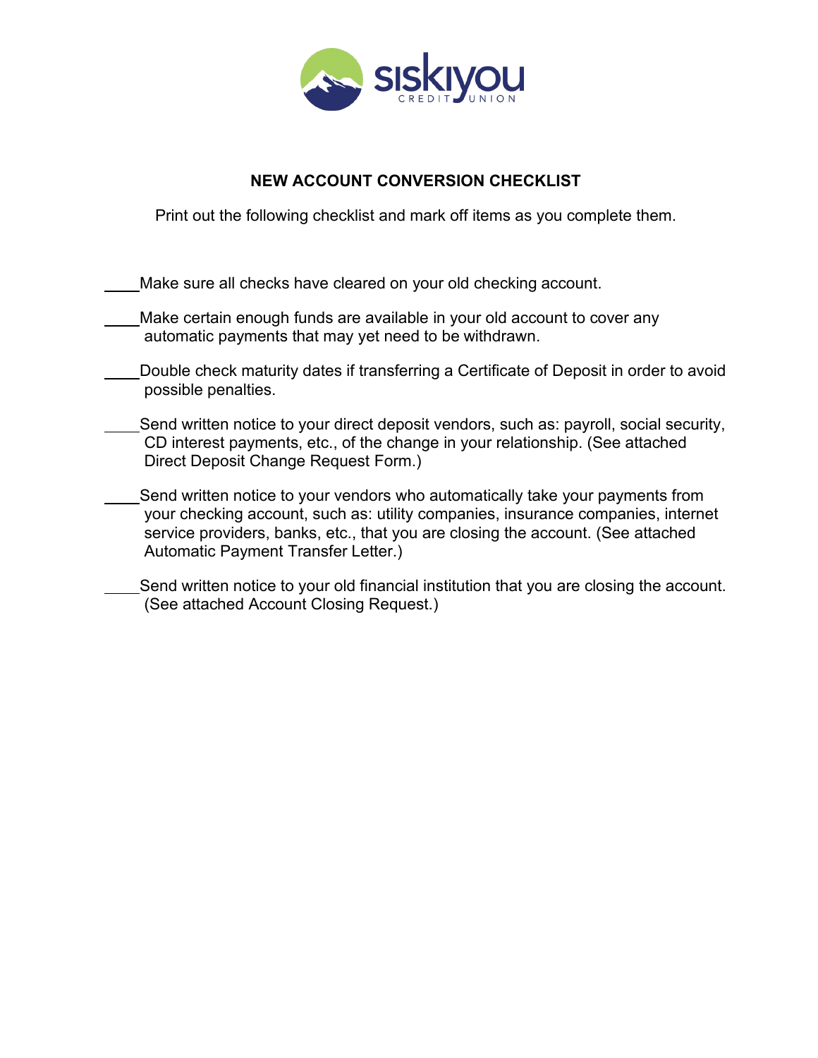siskiyou CREDIT UNION

# NEW ACCOUNT CONVERSION CHECKLIST

Print out the following checklist and mark off items as you complete them.

____Make sure all checks have cleared on your old checking account.

____Make certain enough funds are available in your old account to cover any automatic payments that may yet need to be withdrawn.

____Double check maturity dates if transferring a Certificate of Deposit in order to avoid possible penalties.

____Send written notice to your direct deposit vendors, such as: payroll, social security, CD interest payments, etc., of the change in your relationship. (See attached Direct Deposit Change Request Form.)

____Send written notice to your vendors who automatically take your payments from your checking account, such as: utility companies, insurance companies, internet service providers, banks, etc., that you are closing the account. (See attached Automatic Payment Transfer Letter.)

____Send written notice to your old financial institution that you are closing the account. (See attached Account Closing Request.)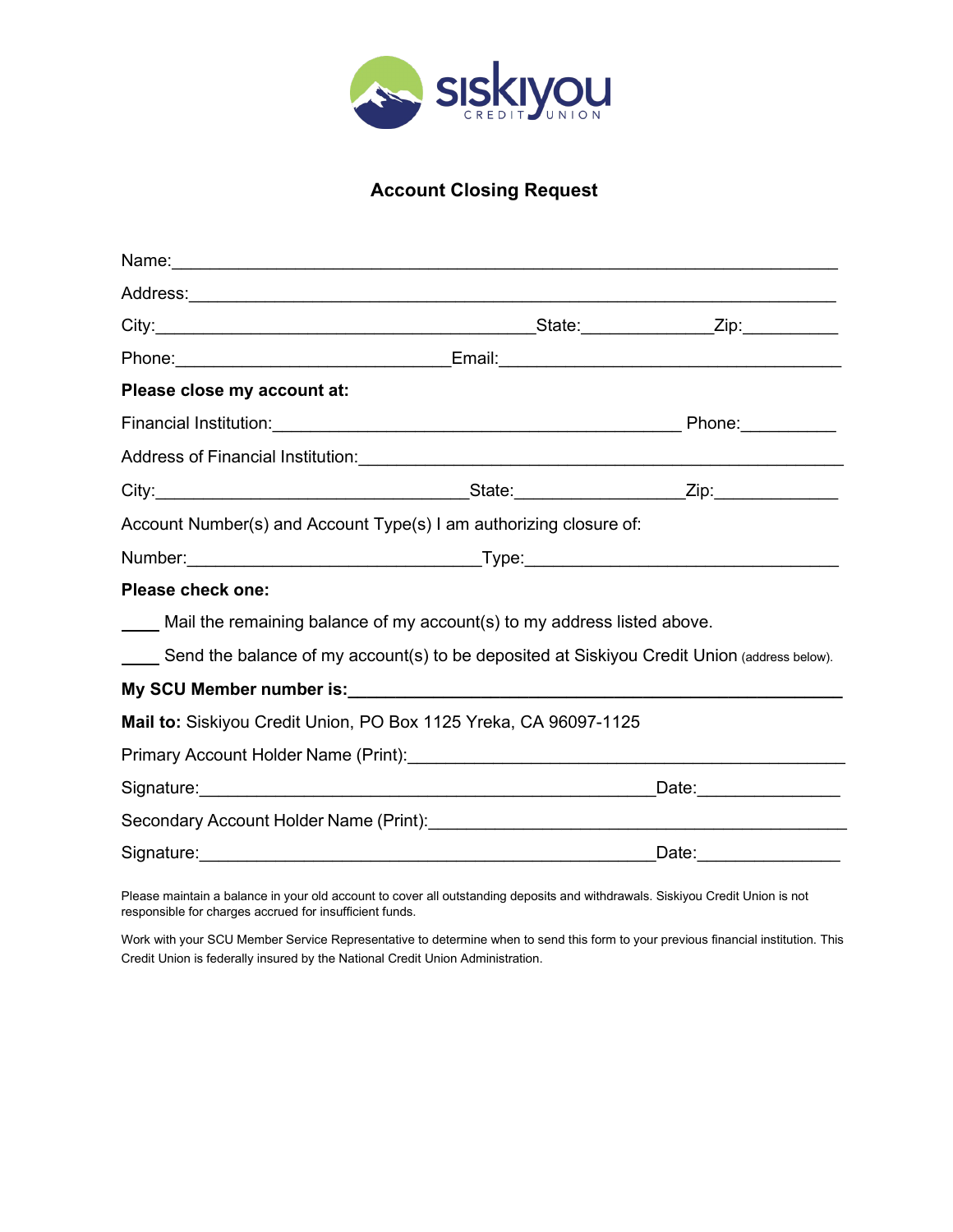siskiyou CREDIT UNION

# Account Closing Request

Name:_______________________________________________________________

Address:_____________________________________________________________

City:_________________________________________State:______________Zip:__________

Phone:_____________________________Email:_____________________________________

**Please close my account at:**

Financial Institution:_____________________________________________ Phone:__________

Address of Financial Institution:_____________________________________________________

City:__________________________________State:__________________Zip:_____________

Account Number(s) and Account Type(s) I am authorizing closure of:

Number:________________________________Type:__________________________________

**Please check one:**

____ Mail the remaining balance of my account(s) to my address listed above.

____ Send the balance of my account(s) to be deposited at Siskiyou Credit Union (address below).

**My SCU Member number is:________________________________________________**

**Mail to:** Siskiyou Credit Union, PO Box 1125 Yreka, CA 96097-1125

Primary Account Holder Name (Print):_______________________________________________

Signature:____________________________________________________Date:_______________

Secondary Account Holder Name (Print):_____________________________________________

Signature:____________________________________________________Date:_______________

Please maintain a balance in your old account to cover all outstanding deposits and withdrawals. Siskiyou Credit Union is not responsible for charges accrued for insufficient funds.

Work with your SCU Member Service Representative to determine when to send this form to your previous financial institution. This Credit Union is federally insured by the National Credit Union Administration.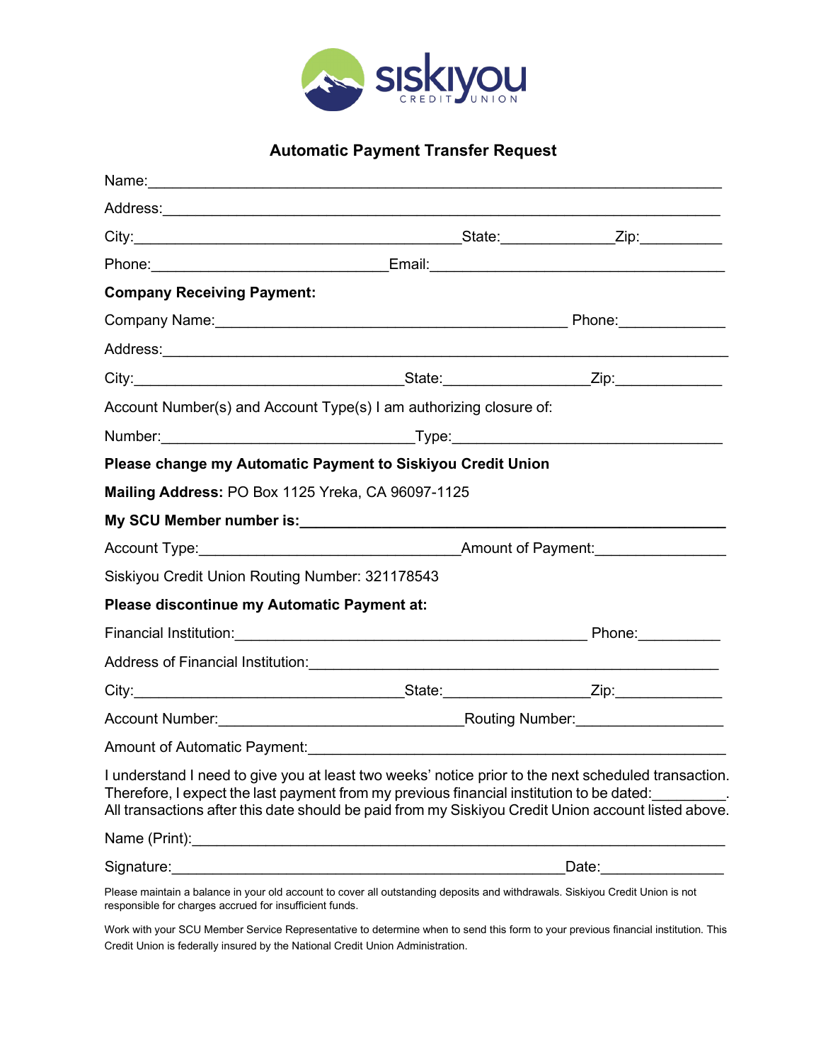# Automatic Payment Transfer Request

Name:\_\_\_\_\_\_\_\_\_\_\_\_\_\_\_\_\_\_\_\_\_\_\_\_\_\_\_\_\_\_\_\_\_\_\_\_\_\_\_\_\_\_\_\_\_\_\_\_\_\_\_\_\_\_\_\_\_\_

Address:\_\_\_\_\_\_\_\_\_\_\_\_\_\_\_\_\_\_\_\_\_\_\_\_\_\_\_\_\_\_\_\_\_\_\_\_\_\_\_\_\_\_\_\_\_\_\_\_\_\_\_\_\_\_\_\_

City:\_\_\_\_\_\_\_\_\_\_\_\_\_\_\_\_\_\_\_\_\_\_\_\_\_\_\_\_\_\_\_\_State:\_\_\_\_\_\_\_\_\_\_\_Zip:\_\_\_\_\_\_\_\_

Phone:\_\_\_\_\_\_\_\_\_\_\_\_\_\_\_\_\_\_\_\_\_\_\_\_Email:\_\_\_\_\_\_\_\_\_\_\_\_\_\_\_\_\_\_\_\_\_\_\_\_\_\_\_\_\_\_

**Company Receiving Payment:**

Company Name:\_\_\_\_\_\_\_\_\_\_\_\_\_\_\_\_\_\_\_\_\_\_\_\_\_\_\_\_\_\_\_\_\_\_\_\_\_ Phone:\_\_\_\_\_\_\_\_\_\_

Address:\_\_\_\_\_\_\_\_\_\_\_\_\_\_\_\_\_\_\_\_\_\_\_\_\_\_\_\_\_\_\_\_\_\_\_\_\_\_\_\_\_\_\_\_\_\_\_\_\_\_\_\_\_\_\_\_

City:\_\_\_\_\_\_\_\_\_\_\_\_\_\_\_\_\_\_\_\_\_\_\_\_\_\_\_\_State:\_\_\_\_\_\_\_\_\_\_\_\_\_\_Zip:\_\_\_\_\_\_\_\_\_\_

Account Number(s) and Account Type(s) I am authorizing closure of:

Number:\_\_\_\_\_\_\_\_\_\_\_\_\_\_\_\_\_\_\_\_\_\_\_\_\_\_\_Type:\_\_\_\_\_\_\_\_\_\_\_\_\_\_\_\_\_\_\_\_\_\_\_\_\_\_\_\_\_

**Please change my Automatic Payment to Siskiyou Credit Union**

**Mailing Address:** PO Box 1125 Yreka, CA 96097-1125

**My SCU Member number is:\_\_\_\_\_\_\_\_\_\_\_\_\_\_\_\_\_\_\_\_\_\_\_\_\_\_\_\_\_\_\_\_\_\_\_\_\_\_\_\_\_\_\_**

Account Type:\_\_\_\_\_\_\_\_\_\_\_\_\_\_\_\_\_\_\_\_\_\_\_\_\_\_\_Amount of Payment:\_\_\_\_\_\_\_\_\_\_\_\_

Siskiyou Credit Union Routing Number: 321178543

**Please discontinue my Automatic Payment at:**

Financial Institution:\_\_\_\_\_\_\_\_\_\_\_\_\_\_\_\_\_\_\_\_\_\_\_\_\_\_\_\_\_\_\_\_\_\_\_\_\_\_ Phone:\_\_\_\_\_\_\_\_

Address of Financial Institution:\_\_\_\_\_\_\_\_\_\_\_\_\_\_\_\_\_\_\_\_\_\_\_\_\_\_\_\_\_\_\_\_\_\_\_\_\_\_\_\_\_\_

City:\_\_\_\_\_\_\_\_\_\_\_\_\_\_\_\_\_\_\_\_\_\_\_\_\_\_\_\_State:\_\_\_\_\_\_\_\_\_\_\_\_\_\_Zip:\_\_\_\_\_\_\_\_\_\_

Account Number:\_\_\_\_\_\_\_\_\_\_\_\_\_\_\_\_\_\_\_\_\_\_\_\_\_Routing Number:\_\_\_\_\_\_\_\_\_\_\_\_\_\_\_

Amount of Automatic Payment:\_\_\_\_\_\_\_\_\_\_\_\_\_\_\_\_\_\_\_\_\_\_\_\_\_\_\_\_\_\_\_\_\_\_\_\_\_\_\_\_\_\_\_

I understand I need to give you at least two weeks' notice prior to the next scheduled transaction. Therefore, I expect the last payment from my previous financial institution to be dated:\_\_\_\_\_\_\_\_\_. All transactions after this date should be paid from my Siskiyou Credit Union account listed above.

Name (Print):\_\_\_\_\_\_\_\_\_\_\_\_\_\_\_\_\_\_\_\_\_\_\_\_\_\_\_\_\_\_\_\_\_\_\_\_\_\_\_\_\_\_\_\_\_\_\_\_\_\_\_\_\_\_

Signature:\_\_\_\_\_\_\_\_\_\_\_\_\_\_\_\_\_\_\_\_\_\_\_\_\_\_\_\_\_\_\_\_\_\_\_\_\_\_\_\_\_\_Date:\_\_\_\_\_\_\_\_\_\_\_\_

Please maintain a balance in your old account to cover all outstanding deposits and withdrawals. Siskiyou Credit Union is not responsible for charges accrued for insufficient funds.

Work with your SCU Member Service Representative to determine when to send this form to your previous financial institution. This Credit Union is federally insured by the National Credit Union Administration.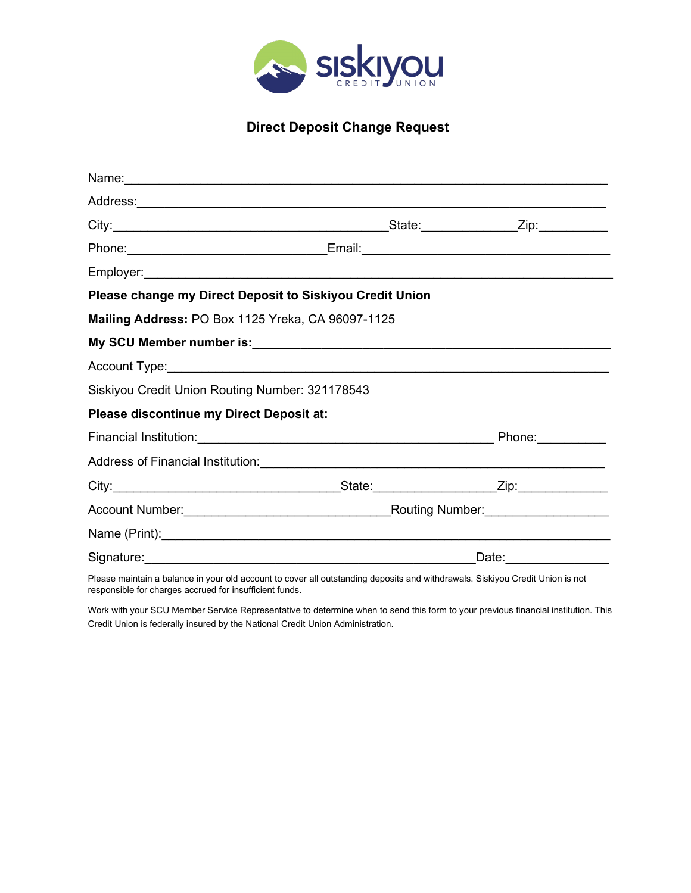# Direct Deposit Change Request

Name:___________________________________________________________________

Address:_________________________________________________________________

City:________________________________________State:_____________Zip:__________

Phone:_____________________________Email:_____________________________________

Employer:_________________________________________________________________

**Please change my Direct Deposit to Siskiyou Credit Union**

**Mailing Address:** PO Box 1125 Yreka, CA 96097-1125

**My SCU Member number is:_____________________________________________**

Account Type:______________________________________________________________

Siskiyou Credit Union Routing Number: 321178543

**Please discontinue my Direct Deposit at:**

Financial Institution:___________________________________________ Phone:__________

Address of Financial Institution:___________________________________________________

City:__________________________________State:_________________Zip:_____________

Account Number:______________________________Routing Number:_________________

Name (Print):_______________________________________________________________

Signature:________________________________________________Date:______________

Please maintain a balance in your old account to cover all outstanding deposits and withdrawals. Siskiyou Credit Union is not responsible for charges accrued for insufficient funds.

Work with your SCU Member Service Representative to determine when to send this form to your previous financial institution. This Credit Union is federally insured by the National Credit Union Administration.